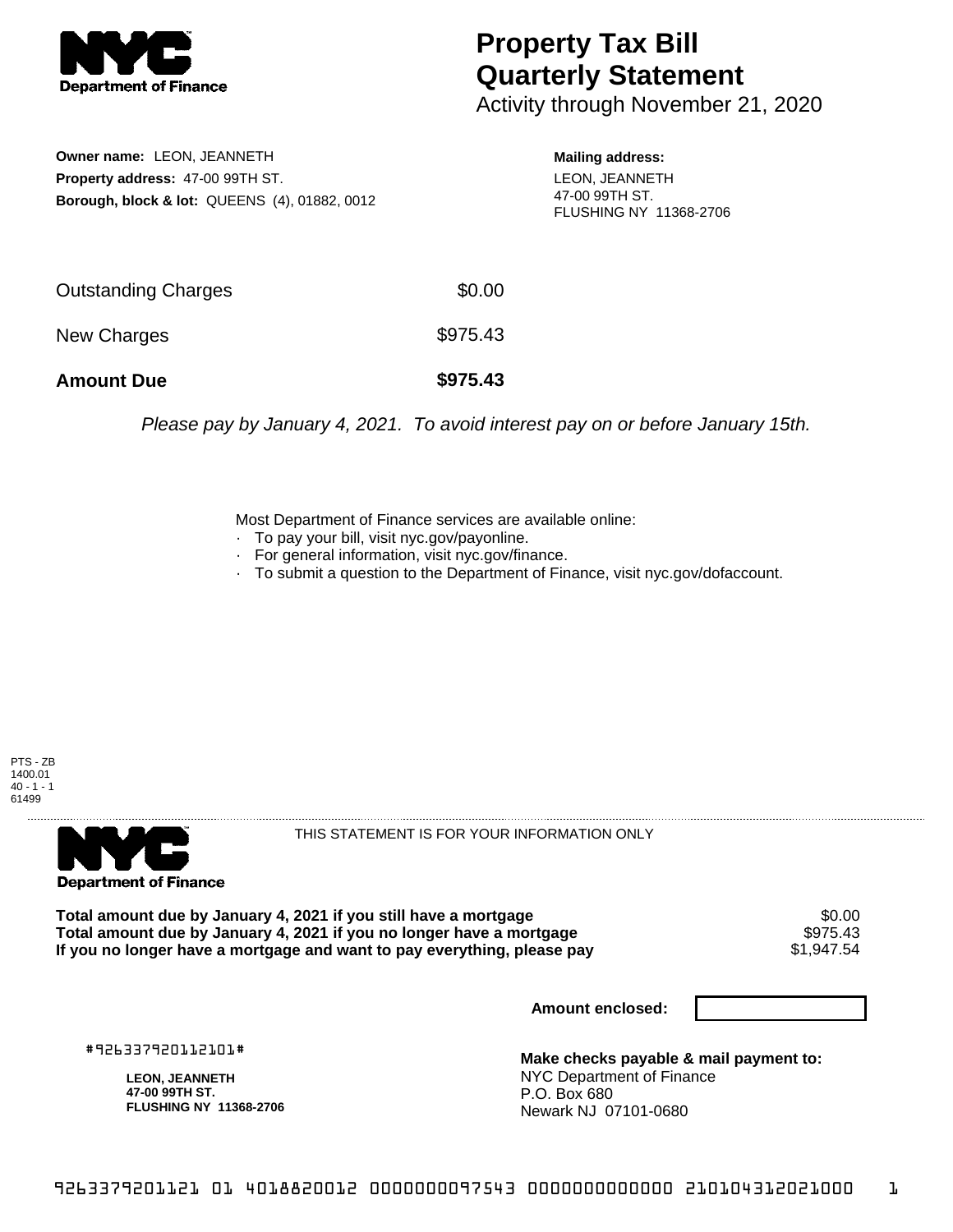NYC Department of Finance

# Property Tax Bill Quarterly Statement

Activity through November 21, 2020

**Owner name:** LEON, JEANNETH
**Property address:** 47-00 99TH ST.
**Borough, block & lot:** QUEENS (4), 01882, 0012

**Mailing address:**
LEON, JEANNETH
47-00 99TH ST.
FLUSHING NY 11368-2706

| | |
|---|---|
| Outstanding Charges | $0.00 |
| New Charges | $975.43 |
| **Amount Due** | **$975.43** |

*Please pay by January 4, 2021. To avoid interest pay on or before January 15th.*

Most Department of Finance services are available online:
- To pay your bill, visit nyc.gov/payonline.
- For general information, visit nyc.gov/finance.
- To submit a question to the Department of Finance, visit nyc.gov/dofaccount.

PTS - ZB
1400.01
40 - 1 - 1
61499

NYC Department of Finance

THIS STATEMENT IS FOR YOUR INFORMATION ONLY

| | |
|---|---|
| **Total amount due by January 4, 2021 if you still have a mortgage** | $0.00 |
| **Total amount due by January 4, 2021 if you no longer have a mortgage** | $975.43 |
| **If you no longer have a mortgage and want to pay everything, please pay** | $1,947.54 |

**Amount enclosed:**

#926337920112101#

**LEON, JEANNETH**
**47-00 99TH ST.**
**FLUSHING NY 11368-2706**

**Make checks payable & mail payment to:**
NYC Department of Finance
P.O. Box 680
Newark NJ 07101-0680

926337920112101 01 4018820012 0000000097543 0000000000000 210104312021000 1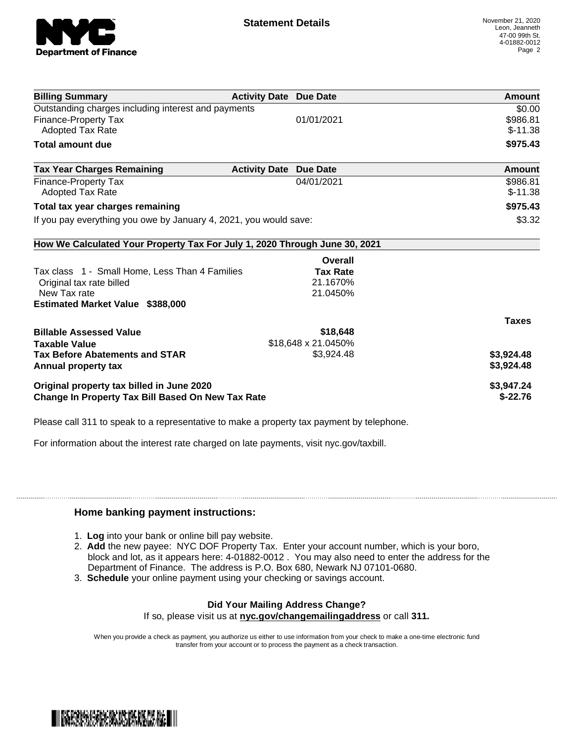**Statement Details**

November 21, 2020
Leon, Jeanneth
47-00 99th St.
4-01882-0012

| Billing Summary | Activity Date | Due Date | Amount |
|---|---|---|---|
| Outstanding charges including interest and payments | | | $0.00 |
| Finance-Property Tax | | 01/01/2021 | $986.81 |
| Adopted Tax Rate | | | $-11.38 |
| **Total amount due** | | | **$975.43** |

| Tax Year Charges Remaining | Activity Date | Due Date | Amount |
|---|---|---|---|
| Finance-Property Tax | | 04/01/2021 | $986.81 |
| Adopted Tax Rate | | | $-11.38 |
| **Total tax year charges remaining** | | | **$975.43** |
| If you pay everything you owe by January 4, 2021, you would save: | | | $3.32 |

**How We Calculated Your Property Tax For July 1, 2020 Through June 30, 2021**

| | Overall Tax Rate | Taxes |
|---|---|---|
| Tax class 1 - Small Home, Less Than 4 Families | | |
| Original tax rate billed | 21.1670% | |
| New Tax rate | 21.0450% | |
| **Estimated Market Value $388,000** | | |
| **Billable Assessed Value** | **$18,648** | |
| **Taxable Value** | $18,648 x 21.0450% | |
| **Tax Before Abatements and STAR** | $3,924.48 | **$3,924.48** |
| **Annual property tax** | | **$3,924.48** |
| **Original property tax billed in June 2020** | | **$3,947.24** |
| **Change In Property Tax Bill Based On New Tax Rate** | | **$-22.76** |

Please call 311 to speak to a representative to make a property tax payment by telephone.

For information about the interest rate charged on late payments, visit nyc.gov/taxbill.

### Home banking payment instructions:

1. **Log** into your bank or online bill pay website.
2. **Add** the new payee: NYC DOF Property Tax. Enter your account number, which is your boro, block and lot, as it appears here: 4-01882-0012 . You may also need to enter the address for the Department of Finance. The address is P.O. Box 680, Newark NJ 07101-0680.
3. **Schedule** your online payment using your checking or savings account.

**Did Your Mailing Address Change?**
If so, please visit us at **nyc.gov/changemailingaddress** or call **311.**

When you provide a check as payment, you authorize us either to use information from your check to make a one-time electronic fund transfer from your account or to process the payment as a check transaction.